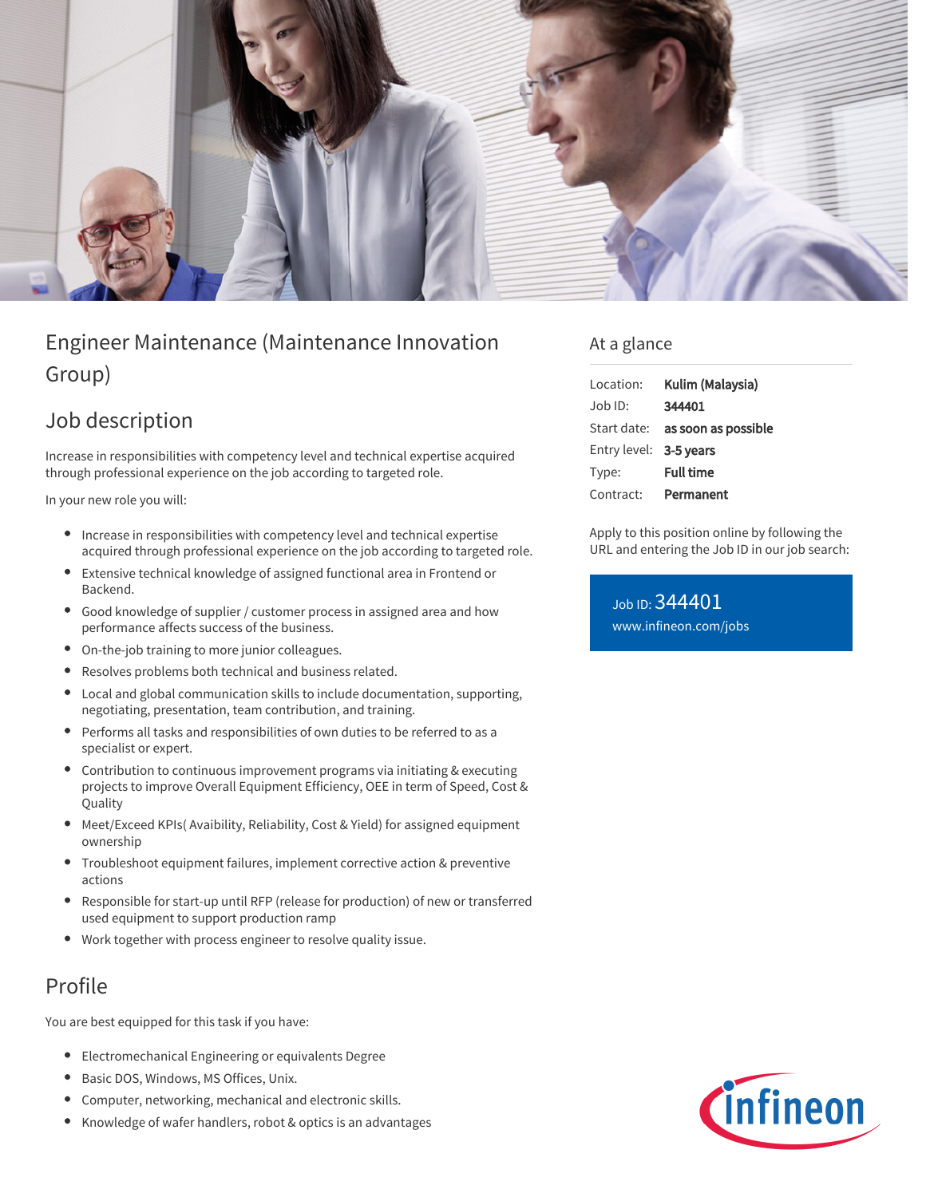# Engineer Maintenance (Maintenance Innovation Group)

## Job description

Increase in responsibilities with competency level and technical expertise acquired through professional experience on the job according to targeted role.

In your new role you will:

- Increase in responsibilities with competency level and technical expertise acquired through professional experience on the job according to targeted role.
- Extensive technical knowledge of assigned functional area in Frontend or Backend.
- Good knowledge of supplier / customer process in assigned area and how performance affects success of the business.
- On-the-job training to more junior colleagues.
- Resolves problems both technical and business related.
- Local and global communication skills to include documentation, supporting, negotiating, presentation, team contribution, and training.
- Performs all tasks and responsibilities of own duties to be referred to as a specialist or expert.
- Contribution to continuous improvement programs via initiating & executing projects to improve Overall Equipment Efficiency, OEE in term of Speed, Cost & Quality
- Meet/Exceed KPIs( Avaibility, Reliability, Cost & Yield) for assigned equipment ownership
- Troubleshoot equipment failures, implement corrective action & preventive actions
- Responsible for start-up until RFP (release for production) of new or transferred used equipment to support production ramp
- Work together with process engineer to resolve quality issue.

## Profile

You are best equipped for this task if you have:

- Electromechanical Engineering or equivalents Degree
- Basic DOS, Windows, MS Offices, Unix.
- Computer, networking, mechanical and electronic skills.
- Knowledge of wafer handlers, robot & optics is an advantages

## At a glance

| | |
|---|---|
| Location: | **Kulim (Malaysia)** |
| Job ID: | **344401** |
| Start date: | **as soon as possible** |
| Entry level: | **3-5 years** |
| Type: | **Full time** |
| Contract: | **Permanent** |

Apply to this position online by following the URL and entering the Job ID in our job search:

Job ID: 344401
www.infineon.com/jobs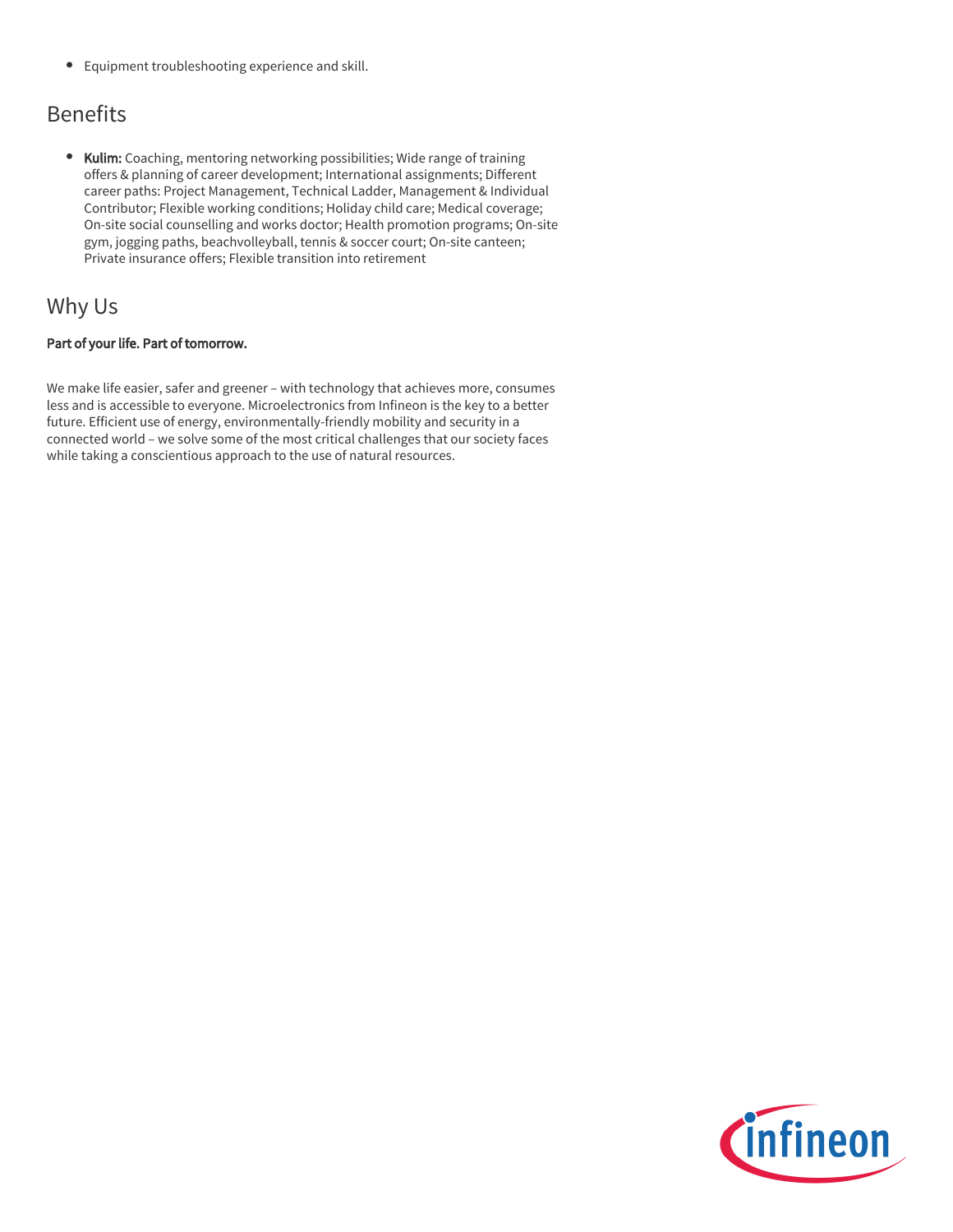- Equipment troubleshooting experience and skill.

## Benefits

- **Kulim:** Coaching, mentoring networking possibilities; Wide range of training offers & planning of career development; International assignments; Different career paths: Project Management, Technical Ladder, Management & Individual Contributor; Flexible working conditions; Holiday child care; Medical coverage; On-site social counselling and works doctor; Health promotion programs; On-site gym, jogging paths, beachvolleyball, tennis & soccer court; On-site canteen; Private insurance offers; Flexible transition into retirement

## Why Us

**Part of your life. Part of tomorrow.**

We make life easier, safer and greener – with technology that achieves more, consumes less and is accessible to everyone. Microelectronics from Infineon is the key to a better future. Efficient use of energy, environmentally-friendly mobility and security in a connected world – we solve some of the most critical challenges that our society faces while taking a conscientious approach to the use of natural resources.